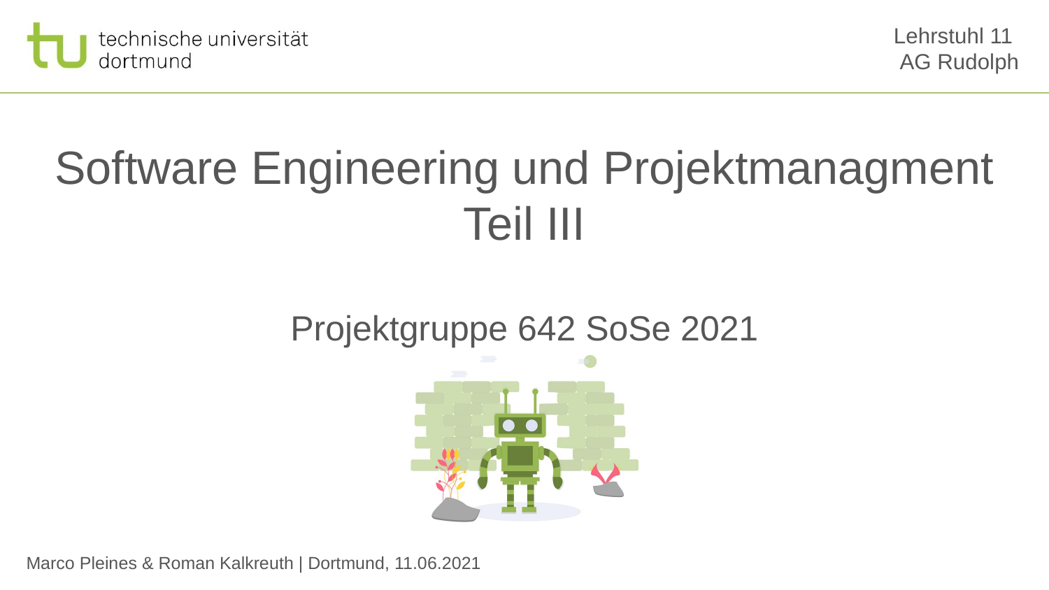technische universität dortmund

Lehrstuhl 11
AG Rudolph

# Software Engineering und Projektmanagment Teil III

## Projektgruppe 642 SoSe 2021

Marco Pleines & Roman Kalkreuth | Dortmund, 11.06.2021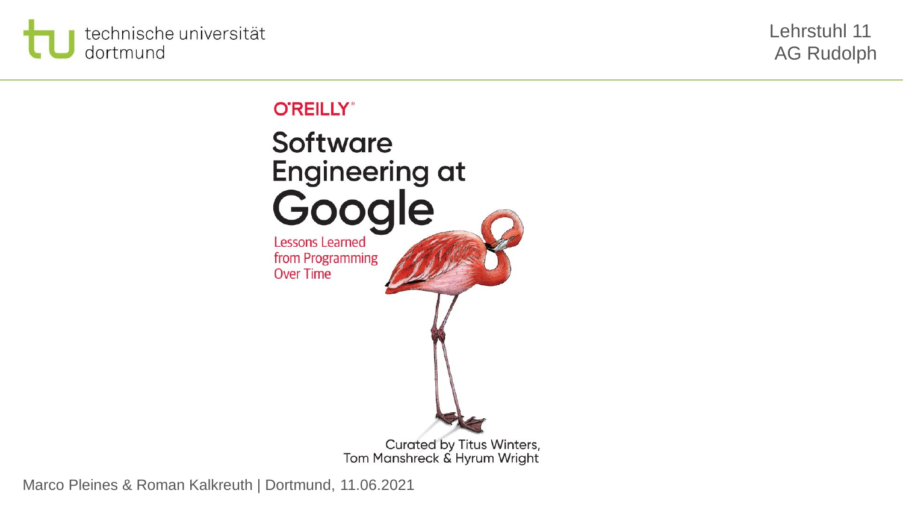O'REILLY

# Software Engineering at Google

Lessons Learned from Programming Over Time

Curated by Titus Winters, Tom Manshreck & Hyrum Wright

Marco Pleines & Roman Kalkreuth | Dortmund, 11.06.2021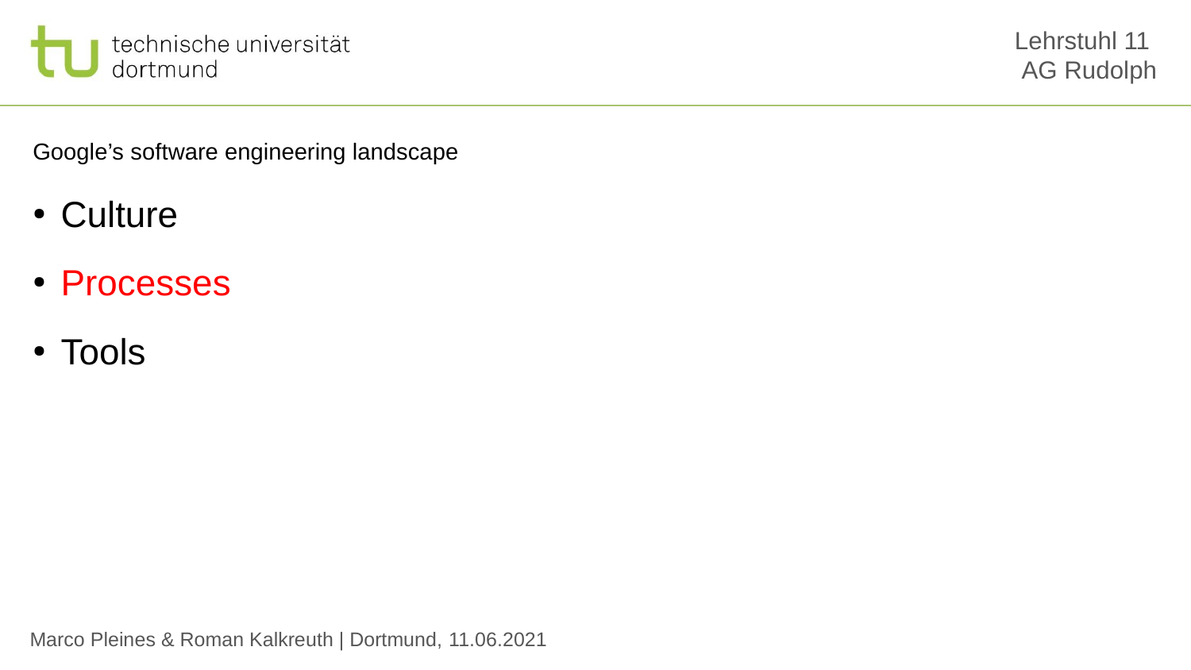Google's software engineering landscape

- Culture
- Processes
- Tools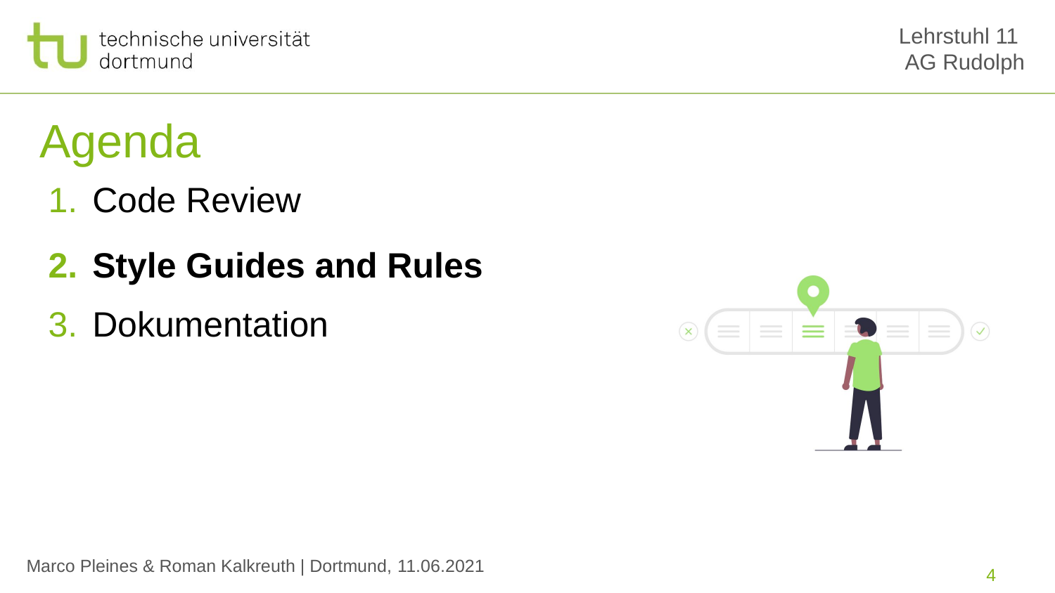# Agenda

1. Code Review
2. **Style Guides and Rules**
3. Dokumentation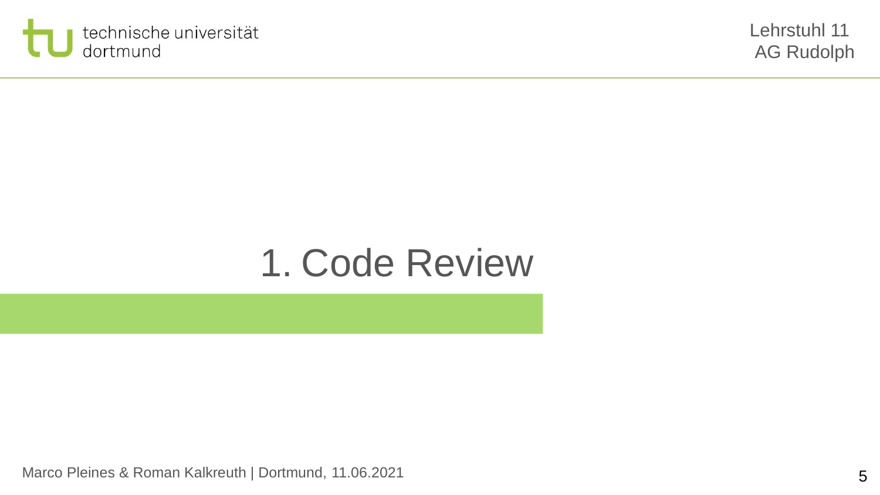# 1. Code Review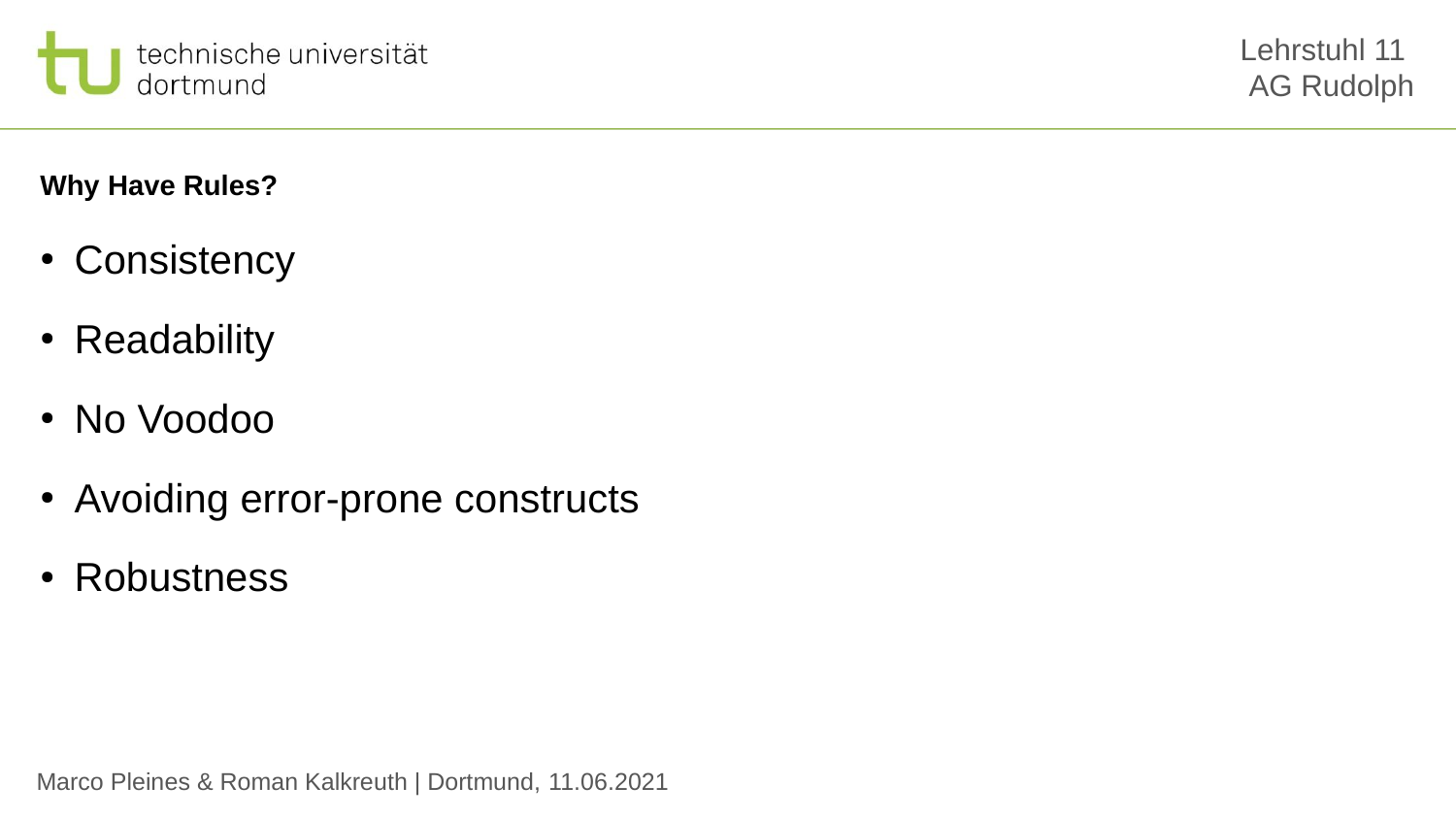## Why Have Rules?

- Consistency
- Readability
- No Voodoo
- Avoiding error-prone constructs
- Robustness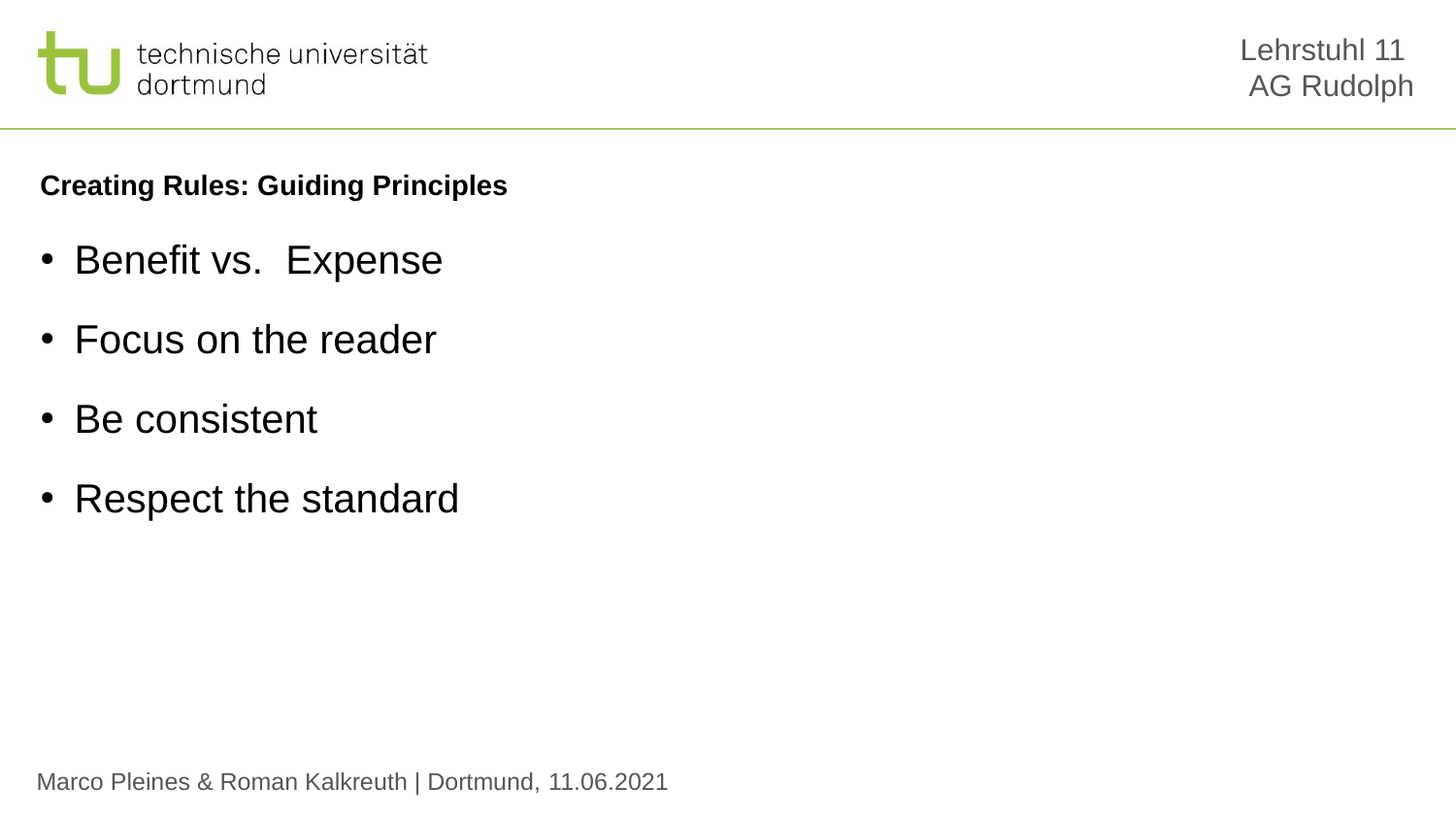## Creating Rules: Guiding Principles

- Benefit vs.  Expense
- Focus on the reader
- Be consistent
- Respect the standard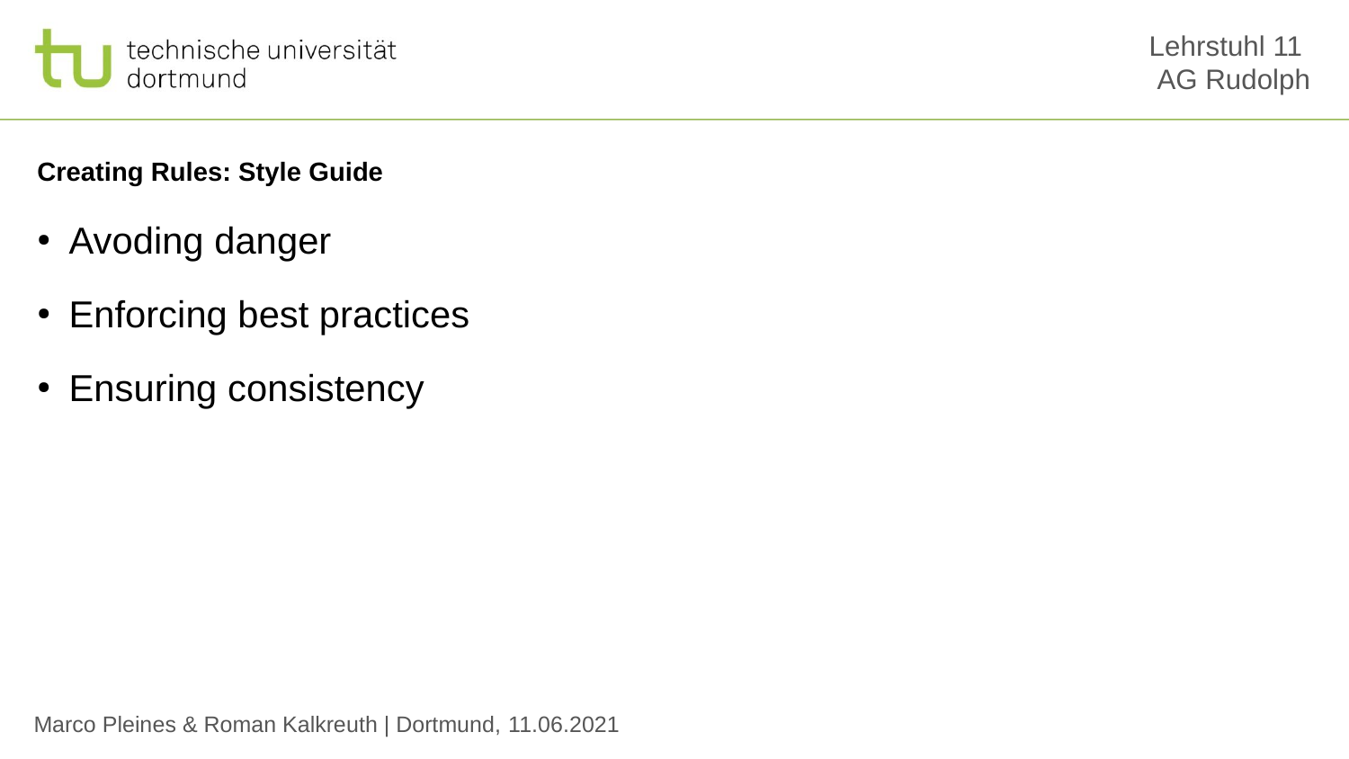**Creating Rules: Style Guide**

- Avoding danger
- Enforcing best practices
- Ensuring consistency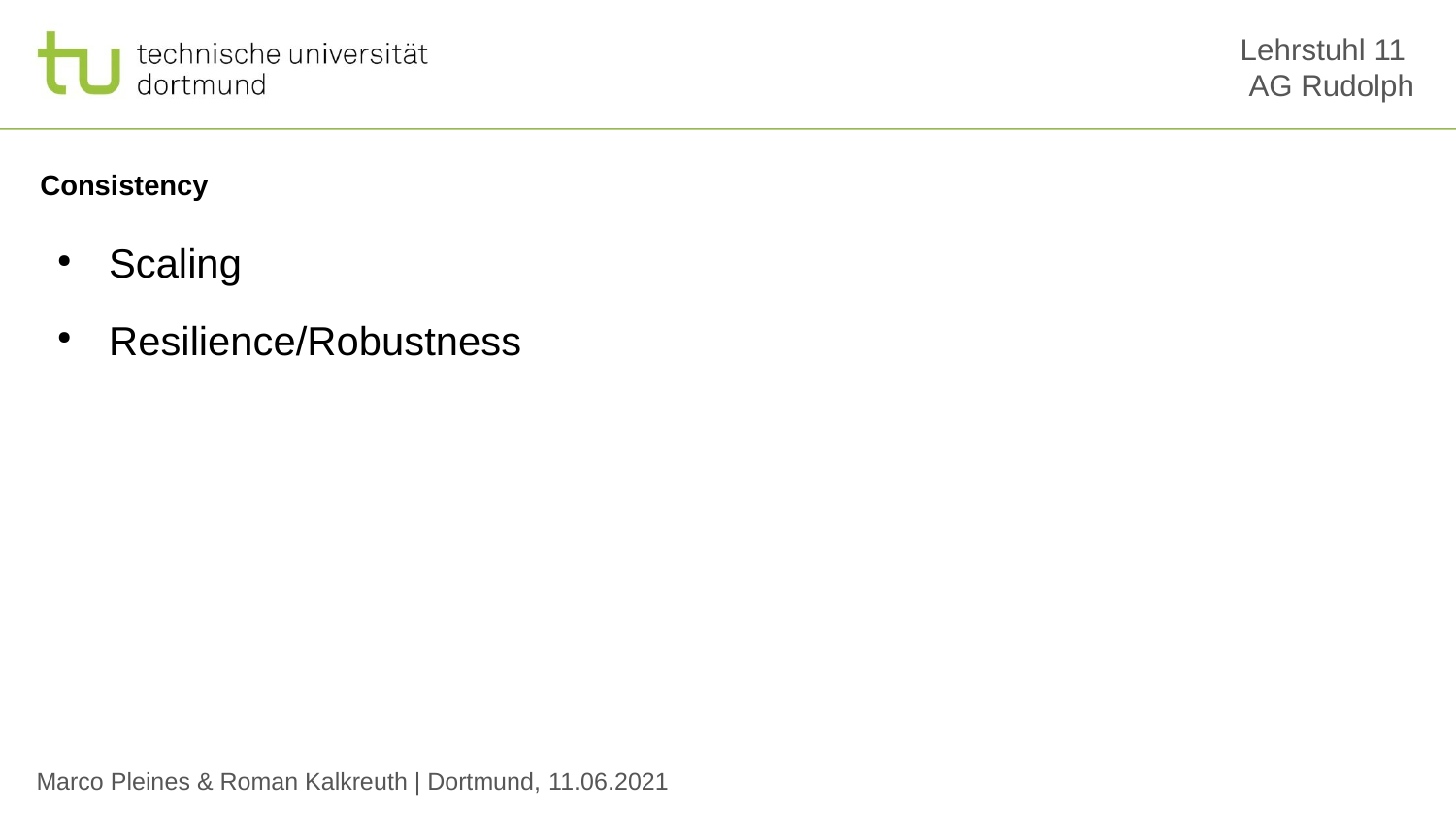**Consistency**

- Scaling
- Resilience/Robustness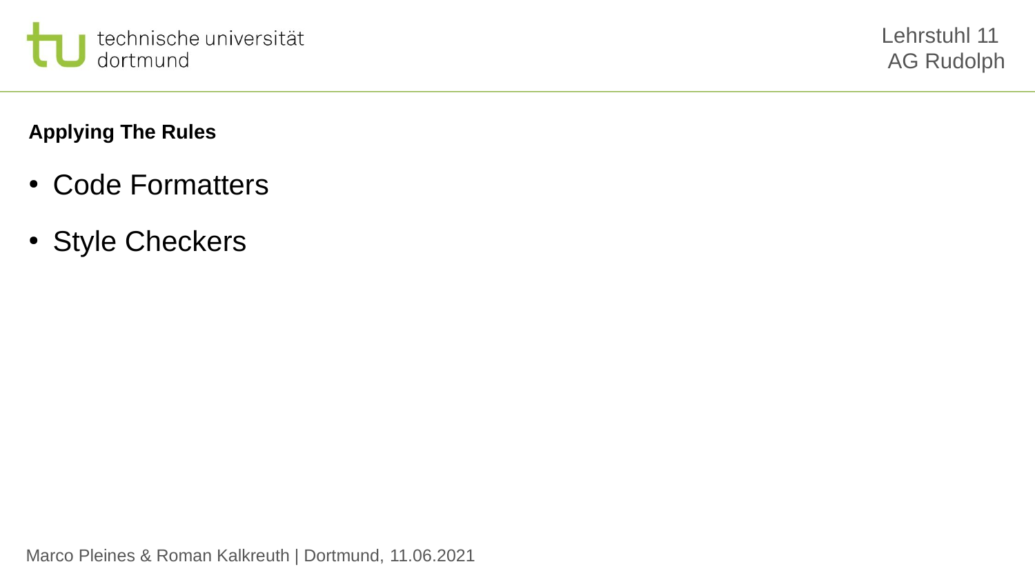**Applying The Rules**

- Code Formatters
- Style Checkers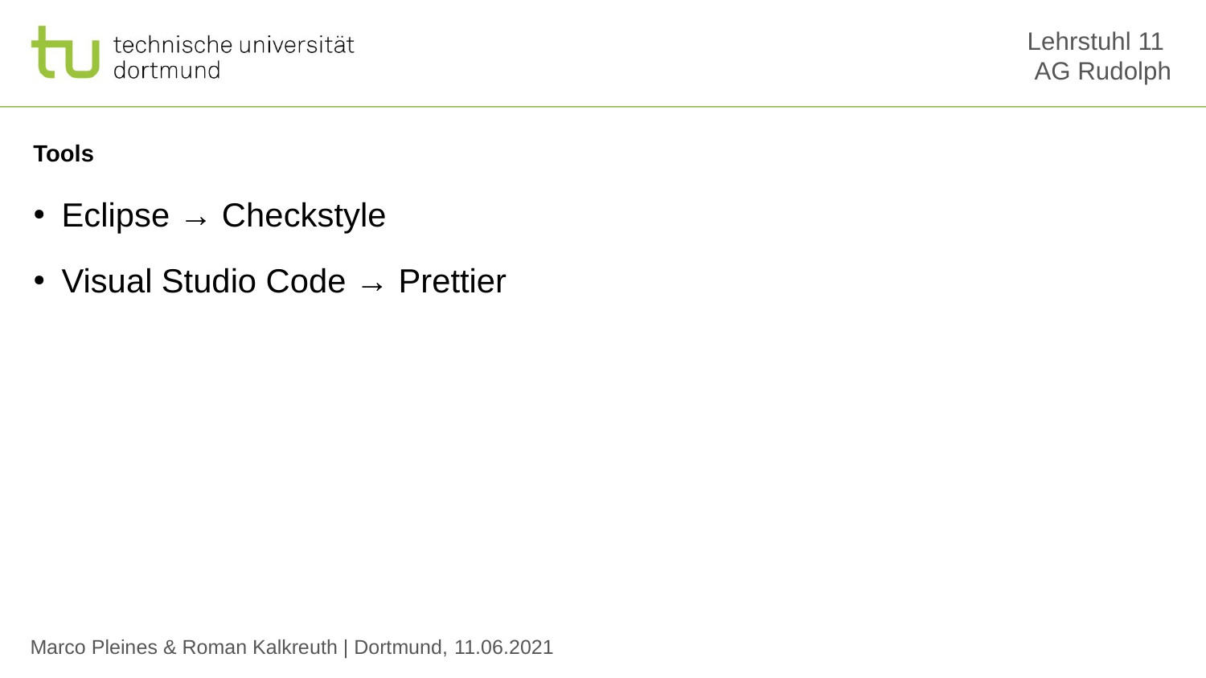**Tools**

- Eclipse → Checkstyle
- Visual Studio Code → Prettier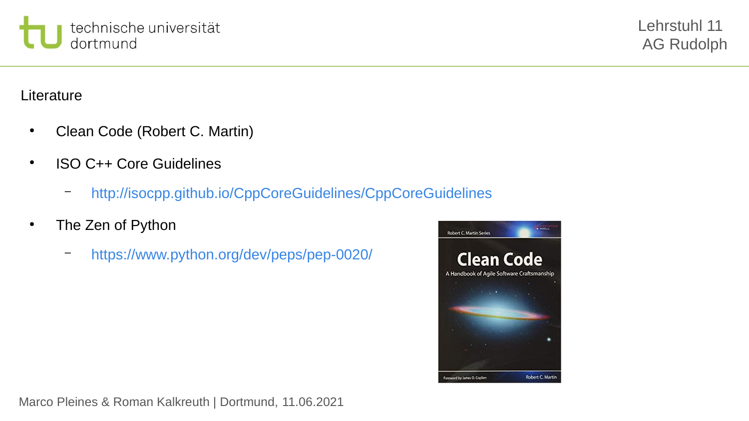## Literature

- Clean Code (Robert C. Martin)
- ISO C++ Core Guidelines
  - http://isocpp.github.io/CppCoreGuidelines/CppCoreGuidelines
- The Zen of Python
  - https://www.python.org/dev/peps/pep-0020/